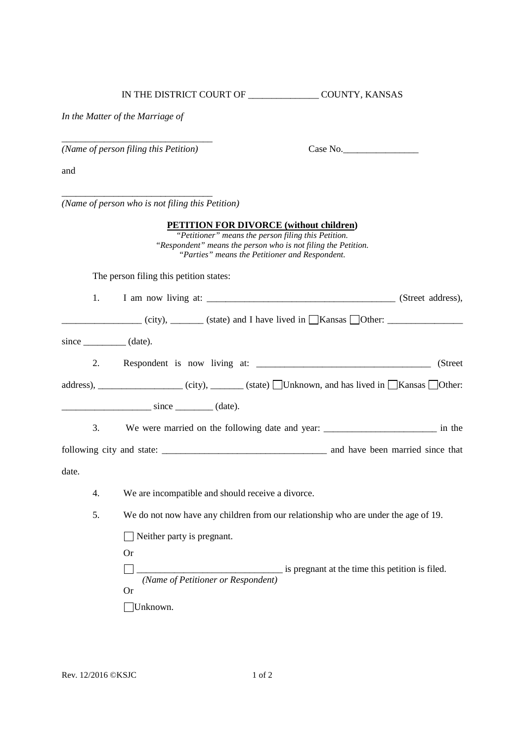IN THE DISTRICT COURT OF _______________ COUNTY, KANSAS

*In the Matter of the Marriage of*

________________________________
*(Name of person filing this Petition)*

Case No.________________

and

________________________________
*(Name of person who is not filing this Petition)*

**PETITION FOR DIVORCE (without children)**

*"Petitioner" means the person filing this Petition.*
*"Respondent" means the person who is not filing the Petition.*
*"Parties" means the Petitioner and Respondent.*

The person filing this petition states:

1. I am now living at: ________________________________________ (Street address), _________________ (city), _______ (state) and I have lived in ☐ Kansas ☐ Other: ________________ since _________ (date).

2. Respondent is now living at: _____________________________________ (Street address), __________________ (city), _______ (state) ☐ Unknown, and has lived in ☐ Kansas ☐ Other: ___________________ since ________ (date).

3. We were married on the following date and year: ________________________ in the following city and state: __________________________________ and have been married since that date.

4. We are incompatible and should receive a divorce.

5. We do not now have any children from our relationship who are under the age of 19.

   ☐ Neither party is pregnant.

   Or

   ☐ ______________________________ is pregnant at the time this petition is filed.
   *(Name of Petitioner or Respondent)*

   Or

   ☐ Unknown.

Rev. 12/2016 ©KSJC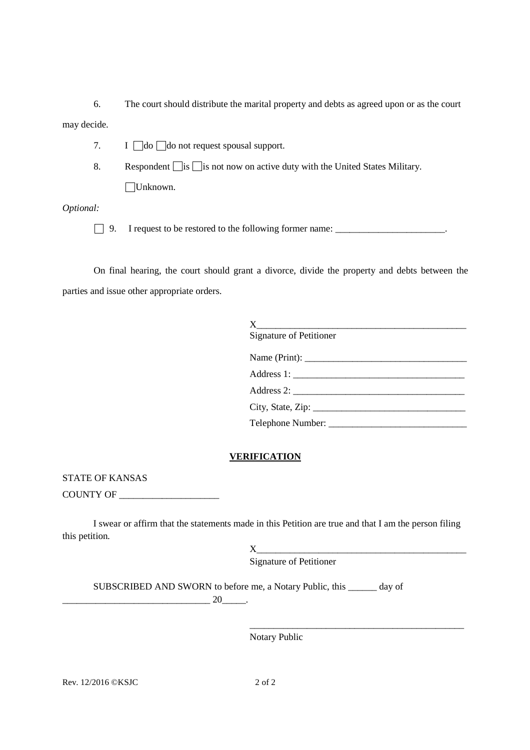6. The court should distribute the marital property and debts as agreed upon or as the court may decide.

7. I ☐ do ☐ do not request spousal support.

8. Respondent ☐ is ☐ is not now on active duty with the United States Military.
☐ Unknown.

*Optional:*

☐ 9. I request to be restored to the following former name: _______________________.

On final hearing, the court should grant a divorce, divide the property and debts between the parties and issue other appropriate orders.

X_____________________________________________
Signature of Petitioner

Name (Print): __________________________________
Address 1: ____________________________________
Address 2: ____________________________________
City, State, Zip: ________________________________
Telephone Number: _____________________________

**VERIFICATION**

STATE OF KANSAS
COUNTY OF _____________________

I swear or affirm that the statements made in this Petition are true and that I am the person filing this petition.

X_____________________________________________
Signature of Petitioner

SUBSCRIBED AND SWORN to before me, a Notary Public, this ______ day of _______________________________ 20_____.

_______________________________________________
Notary Public

Rev. 12/2016 ©KSJC